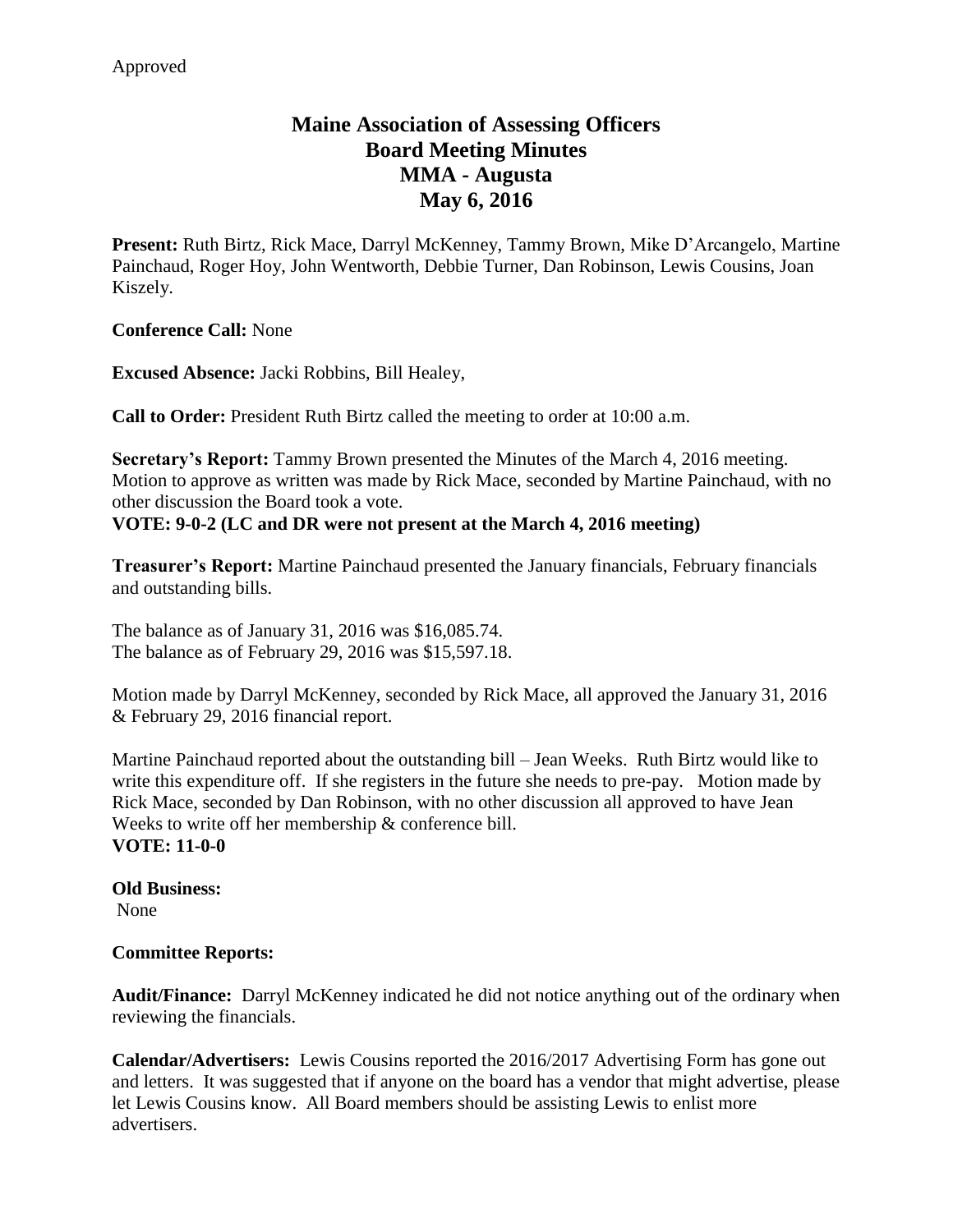Approved

# Maine Association of Assessing Officers
# Board Meeting Minutes
# MMA - Augusta
# May 6, 2016

**Present:** Ruth Birtz, Rick Mace, Darryl McKenney, Tammy Brown, Mike D'Arcangelo, Martine Painchaud, Roger Hoy, John Wentworth, Debbie Turner, Dan Robinson, Lewis Cousins, Joan Kiszely.

**Conference Call:** None

**Excused Absence:** Jacki Robbins, Bill Healey,

**Call to Order:** President Ruth Birtz called the meeting to order at 10:00 a.m.

**Secretary's Report:** Tammy Brown presented the Minutes of the March 4, 2016 meeting. Motion to approve as written was made by Rick Mace, seconded by Martine Painchaud, with no other discussion the Board took a vote.

**VOTE: 9-0-2 (LC and DR were not present at the March 4, 2016 meeting)**

**Treasurer's Report:** Martine Painchaud presented the January financials, February financials and outstanding bills.

The balance as of January 31, 2016 was $16,085.74.
The balance as of February 29, 2016 was $15,597.18.

Motion made by Darryl McKenney, seconded by Rick Mace, all approved the January 31, 2016 & February 29, 2016 financial report.

Martine Painchaud reported about the outstanding bill – Jean Weeks. Ruth Birtz would like to write this expenditure off. If she registers in the future she needs to pre-pay. Motion made by Rick Mace, seconded by Dan Robinson, with no other discussion all approved to have Jean Weeks to write off her membership & conference bill.

**VOTE: 11-0-0**

**Old Business:**
None

**Committee Reports:**

**Audit/Finance:** Darryl McKenney indicated he did not notice anything out of the ordinary when reviewing the financials.

**Calendar/Advertisers:** Lewis Cousins reported the 2016/2017 Advertising Form has gone out and letters. It was suggested that if anyone on the board has a vendor that might advertise, please let Lewis Cousins know. All Board members should be assisting Lewis to enlist more advertisers.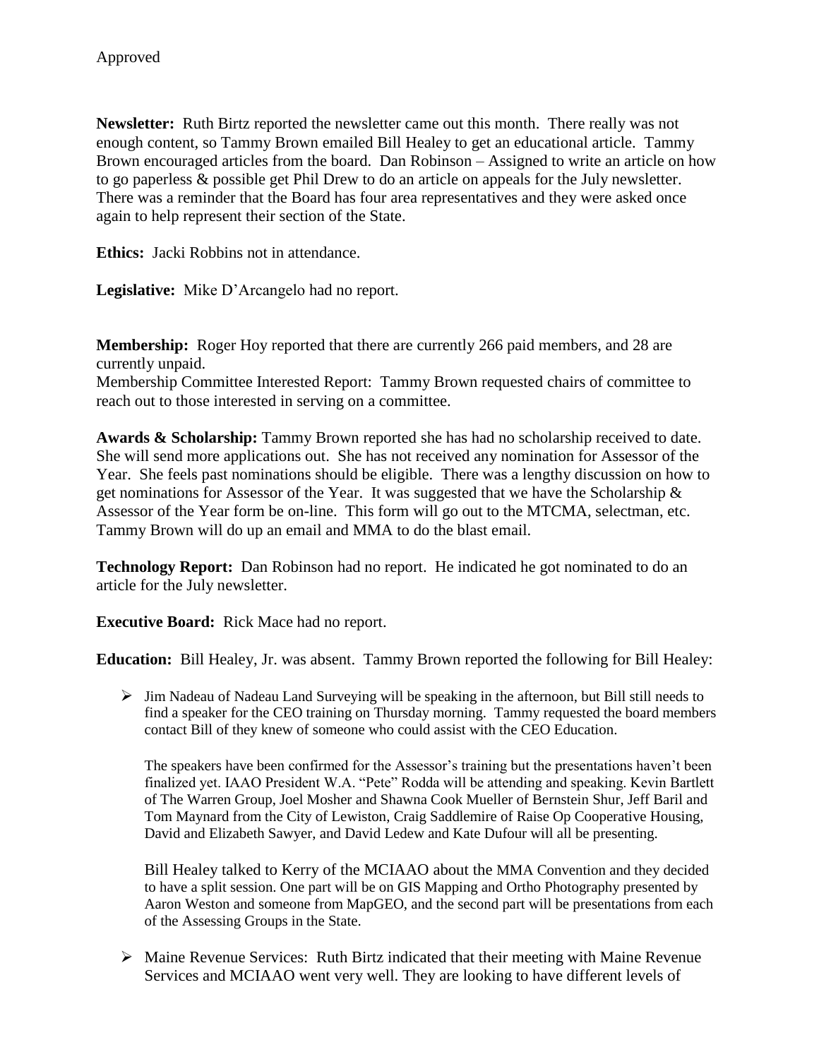Approved

**Newsletter:** Ruth Birtz reported the newsletter came out this month. There really was not enough content, so Tammy Brown emailed Bill Healey to get an educational article. Tammy Brown encouraged articles from the board. Dan Robinson – Assigned to write an article on how to go paperless & possible get Phil Drew to do an article on appeals for the July newsletter. There was a reminder that the Board has four area representatives and they were asked once again to help represent their section of the State.

**Ethics:** Jacki Robbins not in attendance.

**Legislative:** Mike D'Arcangelo had no report.

**Membership:** Roger Hoy reported that there are currently 266 paid members, and 28 are currently unpaid.
Membership Committee Interested Report: Tammy Brown requested chairs of committee to reach out to those interested in serving on a committee.

**Awards & Scholarship:** Tammy Brown reported she has had no scholarship received to date. She will send more applications out. She has not received any nomination for Assessor of the Year. She feels past nominations should be eligible. There was a lengthy discussion on how to get nominations for Assessor of the Year. It was suggested that we have the Scholarship & Assessor of the Year form be on-line. This form will go out to the MTCMA, selectman, etc. Tammy Brown will do up an email and MMA to do the blast email.

**Technology Report:** Dan Robinson had no report. He indicated he got nominated to do an article for the July newsletter.

**Executive Board:** Rick Mace had no report.

**Education:** Bill Healey, Jr. was absent. Tammy Brown reported the following for Bill Healey:

- Jim Nadeau of Nadeau Land Surveying will be speaking in the afternoon, but Bill still needs to find a speaker for the CEO training on Thursday morning. Tammy requested the board members contact Bill of they knew of someone who could assist with the CEO Education.

  The speakers have been confirmed for the Assessor's training but the presentations haven't been finalized yet. IAAO President W.A. "Pete" Rodda will be attending and speaking. Kevin Bartlett of The Warren Group, Joel Mosher and Shawna Cook Mueller of Bernstein Shur, Jeff Baril and Tom Maynard from the City of Lewiston, Craig Saddlemire of Raise Op Cooperative Housing, David and Elizabeth Sawyer, and David Ledew and Kate Dufour will all be presenting.

  Bill Healey talked to Kerry of the MCIAAO about the MMA Convention and they decided to have a split session. One part will be on GIS Mapping and Ortho Photography presented by Aaron Weston and someone from MapGEO, and the second part will be presentations from each of the Assessing Groups in the State.

- Maine Revenue Services: Ruth Birtz indicated that their meeting with Maine Revenue Services and MCIAAO went very well. They are looking to have different levels of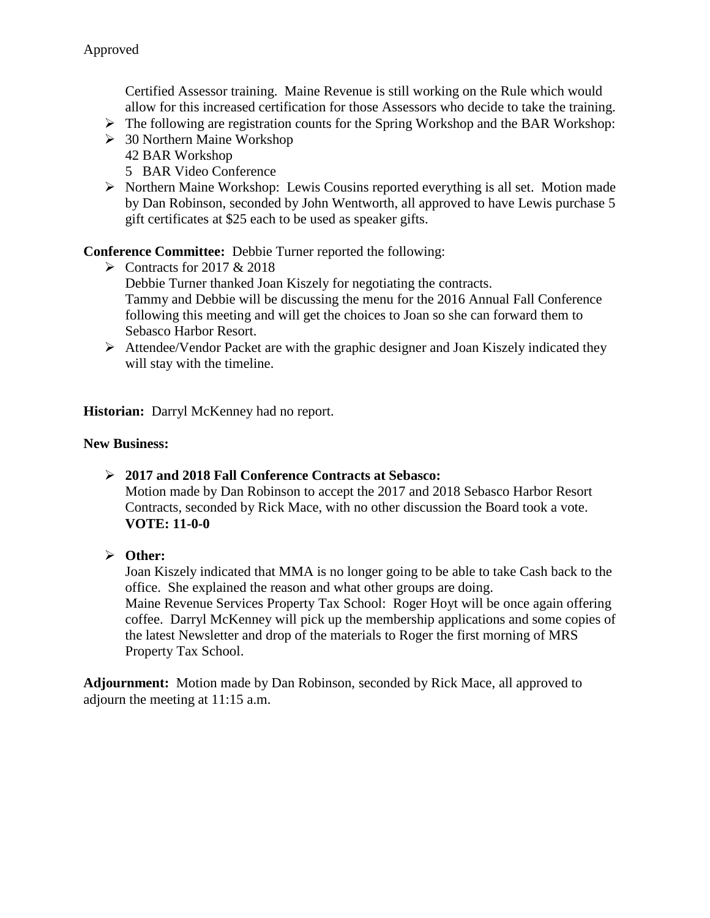Approved

Certified Assessor training. Maine Revenue is still working on the Rule which would allow for this increased certification for those Assessors who decide to take the training.

- The following are registration counts for the Spring Workshop and the BAR Workshop:
- 30 Northern Maine Workshop
  42 BAR Workshop
  5 BAR Video Conference
- Northern Maine Workshop: Lewis Cousins reported everything is all set. Motion made by Dan Robinson, seconded by John Wentworth, all approved to have Lewis purchase 5 gift certificates at $25 each to be used as speaker gifts.

**Conference Committee:** Debbie Turner reported the following:

- Contracts for 2017 & 2018
  Debbie Turner thanked Joan Kiszely for negotiating the contracts.
  Tammy and Debbie will be discussing the menu for the 2016 Annual Fall Conference following this meeting and will get the choices to Joan so she can forward them to Sebasco Harbor Resort.
- Attendee/Vendor Packet are with the graphic designer and Joan Kiszely indicated they will stay with the timeline.

**Historian:** Darryl McKenney had no report.

**New Business:**

- **2017 and 2018 Fall Conference Contracts at Sebasco:**
  Motion made by Dan Robinson to accept the 2017 and 2018 Sebasco Harbor Resort Contracts, seconded by Rick Mace, with no other discussion the Board took a vote.
  **VOTE: 11-0-0**

- **Other:**
  Joan Kiszely indicated that MMA is no longer going to be able to take Cash back to the office. She explained the reason and what other groups are doing.
  Maine Revenue Services Property Tax School: Roger Hoyt will be once again offering coffee. Darryl McKenney will pick up the membership applications and some copies of the latest Newsletter and drop of the materials to Roger the first morning of MRS Property Tax School.

**Adjournment:** Motion made by Dan Robinson, seconded by Rick Mace, all approved to adjourn the meeting at 11:15 a.m.